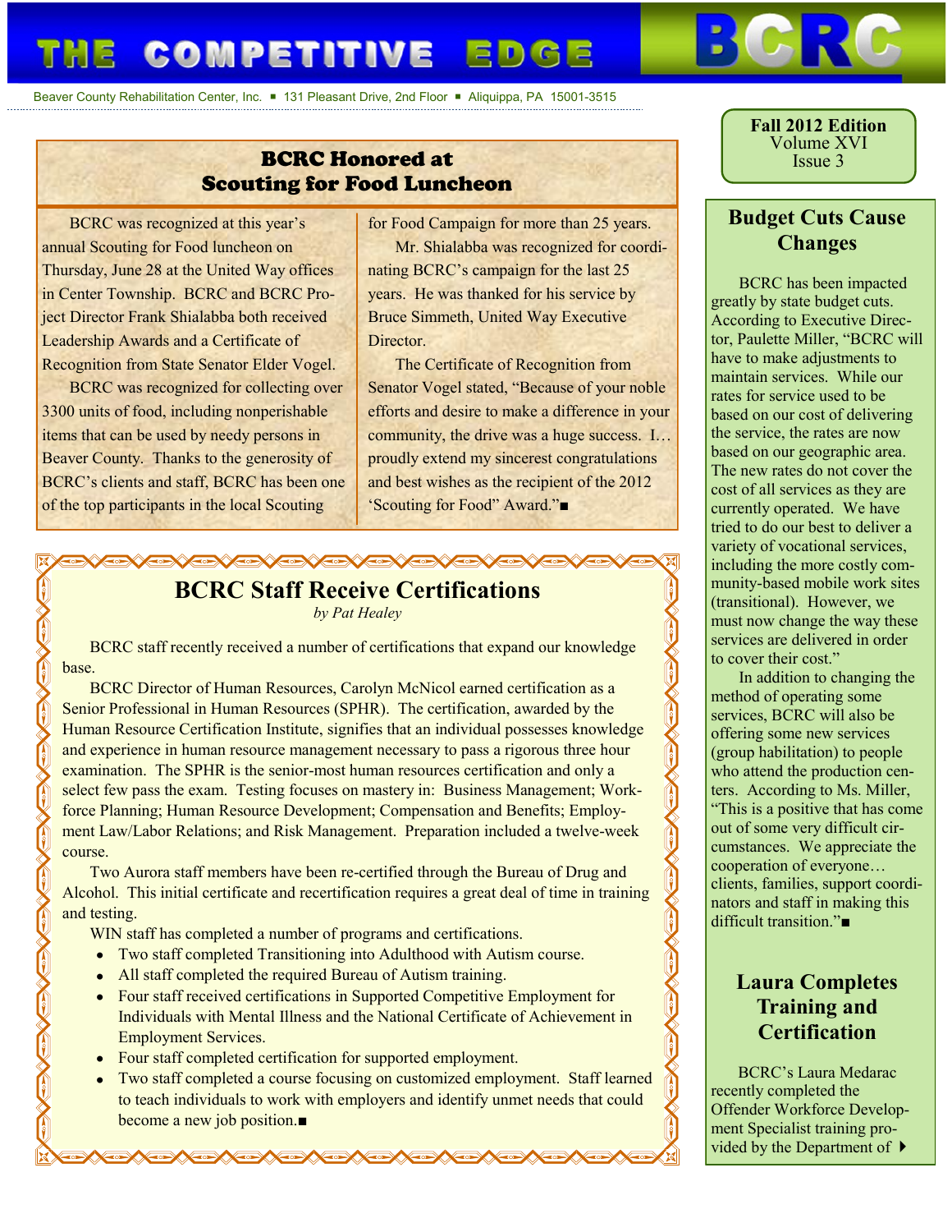# THE COMPETITIVE EDGE

**BCRC**

Beaver County Rehabilitation Center, Inc. ▪ 131 Pleasant Drive, 2nd Floor ▪ Aliquippa, PA 15001-3515

**Fall 2012 Edition**
Volume XVI
Issue 3

## BCRC Honored at Scouting for Food Luncheon

BCRC was recognized at this year's annual Scouting for Food luncheon on Thursday, June 28 at the United Way offices in Center Township. BCRC and BCRC Project Director Frank Shialabba both received Leadership Awards and a Certificate of Recognition from State Senator Elder Vogel.

BCRC was recognized for collecting over 3300 units of food, including nonperishable items that can be used by needy persons in Beaver County. Thanks to the generosity of BCRC's clients and staff, BCRC has been one of the top participants in the local Scouting for Food Campaign for more than 25 years.

Mr. Shialabba was recognized for coordinating BCRC's campaign for the last 25 years. He was thanked for his service by Bruce Simmeth, United Way Executive Director.

The Certificate of Recognition from Senator Vogel stated, "Because of your noble efforts and desire to make a difference in your community, the drive was a huge success. I… proudly extend my sincerest congratulations and best wishes as the recipient of the 2012 'Scouting for Food" Award."■

## BCRC Staff Receive Certifications

*by Pat Healey*

BCRC staff recently received a number of certifications that expand our knowledge base.

BCRC Director of Human Resources, Carolyn McNicol earned certification as a Senior Professional in Human Resources (SPHR). The certification, awarded by the Human Resource Certification Institute, signifies that an individual possesses knowledge and experience in human resource management necessary to pass a rigorous three hour examination. The SPHR is the senior-most human resources certification and only a select few pass the exam. Testing focuses on mastery in: Business Management; Workforce Planning; Human Resource Development; Compensation and Benefits; Employment Law/Labor Relations; and Risk Management. Preparation included a twelve-week course.

Two Aurora staff members have been re-certified through the Bureau of Drug and Alcohol. This initial certificate and recertification requires a great deal of time in training and testing.

WIN staff has completed a number of programs and certifications.

- Two staff completed Transitioning into Adulthood with Autism course.
- All staff completed the required Bureau of Autism training.
- Four staff received certifications in Supported Competitive Employment for Individuals with Mental Illness and the National Certificate of Achievement in Employment Services.
- Four staff completed certification for supported employment.
- Two staff completed a course focusing on customized employment. Staff learned to teach individuals to work with employers and identify unmet needs that could become a new job position.■

## Budget Cuts Cause Changes

BCRC has been impacted greatly by state budget cuts. According to Executive Director, Paulette Miller, "BCRC will have to make adjustments to maintain services. While our rates for service used to be based on our cost of delivering the service, the rates are now based on our geographic area. The new rates do not cover the cost of all services as they are currently operated. We have tried to do our best to deliver a variety of vocational services, including the more costly community-based mobile work sites (transitional). However, we must now change the way these services are delivered in order to cover their cost."

In addition to changing the method of operating some services, BCRC will also be offering some new services (group habilitation) to people who attend the production centers. According to Ms. Miller, "This is a positive that has come out of some very difficult circumstances. We appreciate the cooperation of everyone… clients, families, support coordinators and staff in making this difficult transition."■

## Laura Completes Training and Certification

BCRC's Laura Medarac recently completed the Offender Workforce Development Specialist training provided by the Department of ▶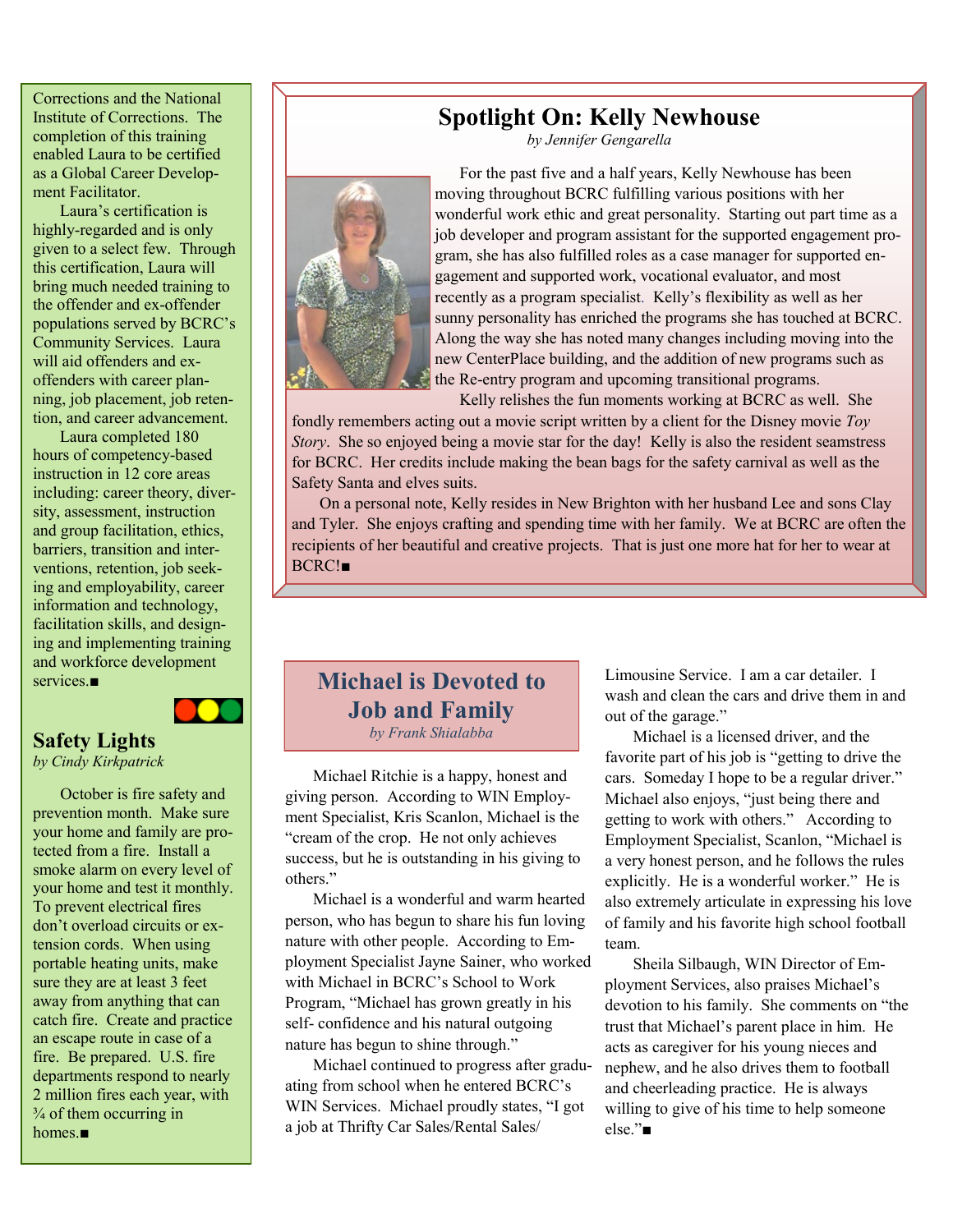Corrections and the National Institute of Corrections. The completion of this training enabled Laura to be certified as a Global Career Development Facilitator.

Laura's certification is highly-regarded and is only given to a select few. Through this certification, Laura will bring much needed training to the offender and ex-offender populations served by BCRC's Community Services. Laura will aid offenders and ex-offenders with career planning, job placement, job retention, and career advancement.

Laura completed 180 hours of competency-based instruction in 12 core areas including: career theory, diversity, assessment, instruction and group facilitation, ethics, barriers, transition and interventions, retention, job seeking and employability, career information and technology, facilitation skills, and designing and implementing training and workforce development services.■

## Safety Lights

*by Cindy Kirkpatrick*

October is fire safety and prevention month. Make sure your home and family are protected from a fire. Install a smoke alarm on every level of your home and test it monthly. To prevent electrical fires don't overload circuits or extension cords. When using portable heating units, make sure they are at least 3 feet away from anything that can catch fire. Create and practice an escape route in case of a fire. Be prepared. U.S. fire departments respond to nearly 2 million fires each year, with ¾ of them occurring in homes.■

## Spotlight On: Kelly Newhouse

*by Jennifer Gengarella*

For the past five and a half years, Kelly Newhouse has been moving throughout BCRC fulfilling various positions with her wonderful work ethic and great personality. Starting out part time as a job developer and program assistant for the supported engagement program, she has also fulfilled roles as a case manager for supported engagement and supported work, vocational evaluator, and most recently as a program specialist. Kelly's flexibility as well as her sunny personality has enriched the programs she has touched at BCRC. Along the way she has noted many changes including moving into the new CenterPlace building, and the addition of new programs such as the Re-entry program and upcoming transitional programs.

Kelly relishes the fun moments working at BCRC as well. She fondly remembers acting out a movie script written by a client for the Disney movie *Toy Story*. She so enjoyed being a movie star for the day! Kelly is also the resident seamstress for BCRC. Her credits include making the bean bags for the safety carnival as well as the Safety Santa and elves suits.

On a personal note, Kelly resides in New Brighton with her husband Lee and sons Clay and Tyler. She enjoys crafting and spending time with her family. We at BCRC are often the recipients of her beautiful and creative projects. That is just one more hat for her to wear at BCRC!■

## Michael is Devoted to Job and Family

*by Frank Shialabba*

Michael Ritchie is a happy, honest and giving person. According to WIN Employment Specialist, Kris Scanlon, Michael is the "cream of the crop. He not only achieves success, but he is outstanding in his giving to others."

Michael is a wonderful and warm hearted person, who has begun to share his fun loving nature with other people. According to Employment Specialist Jayne Sainer, who worked with Michael in BCRC's School to Work Program, "Michael has grown greatly in his self- confidence and his natural outgoing nature has begun to shine through."

Michael continued to progress after graduating from school when he entered BCRC's WIN Services. Michael proudly states, "I got a job at Thrifty Car Sales/Rental Sales/ Limousine Service. I am a car detailer. I wash and clean the cars and drive them in and out of the garage."

Michael is a licensed driver, and the favorite part of his job is "getting to drive the cars. Someday I hope to be a regular driver." Michael also enjoys, "just being there and getting to work with others." According to Employment Specialist, Scanlon, "Michael is a very honest person, and he follows the rules explicitly. He is a wonderful worker." He is also extremely articulate in expressing his love of family and his favorite high school football team.

Sheila Silbaugh, WIN Director of Employment Services, also praises Michael's devotion to his family. She comments on "the trust that Michael's parent place in him. He acts as caregiver for his young nieces and nephew, and he also drives them to football and cheerleading practice. He is always willing to give of his time to help someone else."■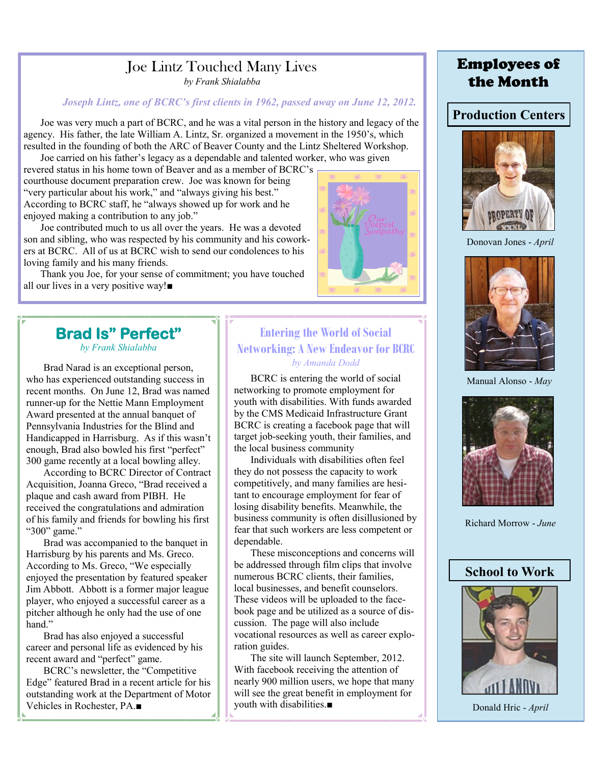## Joe Lintz Touched Many Lives

*by Frank Shialabba*

*Joseph Lintz, one of BCRC's first clients in 1962, passed away on June 12, 2012.*

Joe was very much a part of BCRC, and he was a vital person in the history and legacy of the agency. His father, the late William A. Lintz, Sr. organized a movement in the 1950's, which resulted in the founding of both the ARC of Beaver County and the Lintz Sheltered Workshop.

Joe carried on his father's legacy as a dependable and talented worker, who was given revered status in his home town of Beaver and as a member of BCRC's courthouse document preparation crew. Joe was known for being "very particular about his work," and "always giving his best." According to BCRC staff, he "always showed up for work and he enjoyed making a contribution to any job."

Joe contributed much to us all over the years. He was a devoted son and sibling, who was respected by his community and his coworkers at BCRC. All of us at BCRC wish to send our condolences to his loving family and his many friends.

Thank you Joe, for your sense of commitment; you have touched all our lives in a very positive way!■

Our Deepest Sympathy

## Brad Is" Perfect"

*by Frank Shialabba*

Brad Narad is an exceptional person, who has experienced outstanding success in recent months. On June 12, Brad was named runner-up for the Nettie Mann Employment Award presented at the annual banquet of Pennsylvania Industries for the Blind and Handicapped in Harrisburg. As if this wasn't enough, Brad also bowled his first "perfect" 300 game recently at a local bowling alley.

According to BCRC Director of Contract Acquisition, Joanna Greco, "Brad received a plaque and cash award from PIBH. He received the congratulations and admiration of his family and friends for bowling his first "300" game."

Brad was accompanied to the banquet in Harrisburg by his parents and Ms. Greco. According to Ms. Greco, "We especially enjoyed the presentation by featured speaker Jim Abbott. Abbott is a former major league player, who enjoyed a successful career as a pitcher although he only had the use of one hand."

Brad has also enjoyed a successful career and personal life as evidenced by his recent award and "perfect" game.

BCRC's newsletter, the "Competitive Edge" featured Brad in a recent article for his outstanding work at the Department of Motor Vehicles in Rochester, PA.■

## Entering the World of Social Networking: A New Endeavor for BCRC

*by Amanda Dodd*

BCRC is entering the world of social networking to promote employment for youth with disabilities. With funds awarded by the CMS Medicaid Infrastructure Grant BCRC is creating a facebook page that will target job-seeking youth, their families, and the local business community

Individuals with disabilities often feel they do not possess the capacity to work competitively, and many families are hesitant to encourage employment for fear of losing disability benefits. Meanwhile, the business community is often disillusioned by fear that such workers are less competent or dependable.

These misconceptions and concerns will be addressed through film clips that involve numerous BCRC clients, their families, local businesses, and benefit counselors. These videos will be uploaded to the facebook page and be utilized as a source of discussion. The page will also include vocational resources as well as career exploration guides.

The site will launch September, 2012. With facebook receiving the attention of nearly 900 million users, we hope that many will see the great benefit in employment for youth with disabilities.■

## Employees of the Month

### Production Centers

Donovan Jones - *April*

Manual Alonso - *May*

Richard Morrow - *June*

### School to Work

Donald Hric - *April*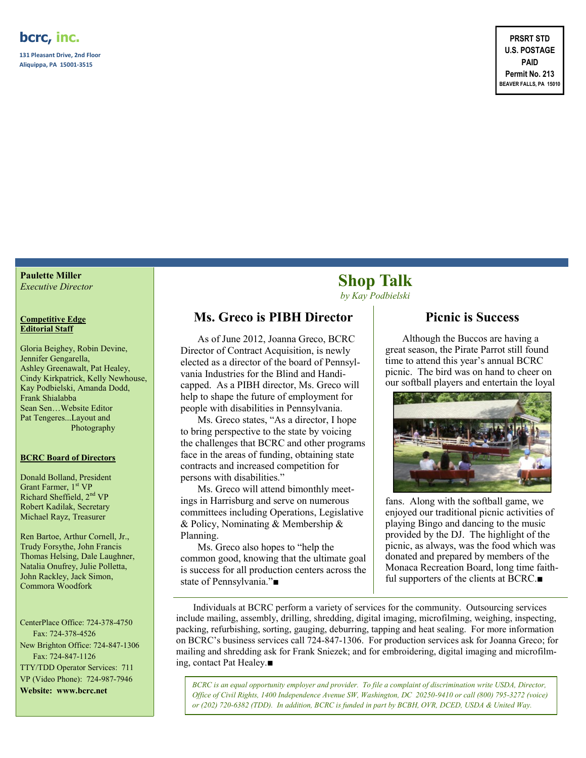**bcrc, inc.**

131 Pleasant Drive, 2nd Floor
Aliquippa, PA 15001-3515

PRSRT STD
U.S. POSTAGE
PAID
Permit No. 213
BEAVER FALLS, PA 15010

**Paulette Miller**
*Executive Director*

**Competitive Edge Editorial Staff**

Gloria Beighey, Robin Devine, Jennifer Gengarella, Ashley Greenawalt, Pat Healey, Cindy Kirkpatrick, Kelly Newhouse, Kay Podbielski, Amanda Dodd, Frank Shialabba
Sean Sen…Website Editor
Pat Tengeres...Layout and Photography

**BCRC Board of Directors**

Donald Bolland, President
Grant Farmer, 1st VP
Richard Sheffield, 2nd VP
Robert Kadilak, Secretary
Michael Rayz, Treasurer

Ren Bartoe, Arthur Cornell, Jr., Trudy Forsythe, John Francis Thomas Helsing, Dale Laughner, Natalia Onufrey, Julie Polletta, John Rackley, Jack Simon, Commora Woodfork

CenterPlace Office: 724-378-4750
Fax: 724-378-4526
New Brighton Office: 724-847-1306
Fax: 724-847-1126
TTY/TDD Operator Services: 711
VP (Video Phone): 724-987-7946
**Website: www.bcrc.net**

# Shop Talk

*by Kay Podbielski*

## Ms. Greco is PIBH Director

As of June 2012, Joanna Greco, BCRC Director of Contract Acquisition, is newly elected as a director of the board of Pennsylvania Industries for the Blind and Handicapped. As a PIBH director, Ms. Greco will help to shape the future of employment for people with disabilities in Pennsylvania.

Ms. Greco states, "As a director, I hope to bring perspective to the state by voicing the challenges that BCRC and other programs face in the areas of funding, obtaining state contracts and increased competition for persons with disabilities."

Ms. Greco will attend bimonthly meetings in Harrisburg and serve on numerous committees including Operations, Legislative & Policy, Nominating & Membership & Planning.

Ms. Greco also hopes to "help the common good, knowing that the ultimate goal is success for all production centers across the state of Pennsylvania."■

## Picnic is Success

Although the Buccos are having a great season, the Pirate Parrot still found time to attend this year's annual BCRC picnic. The bird was on hand to cheer on our softball players and entertain the loyal fans. Along with the softball game, we enjoyed our traditional picnic activities of playing Bingo and dancing to the music provided by the DJ. The highlight of the picnic, as always, was the food which was donated and prepared by members of the Monaca Recreation Board, long time faithful supporters of the clients at BCRC.■

Individuals at BCRC perform a variety of services for the community. Outsourcing services include mailing, assembly, drilling, shredding, digital imaging, microfilming, weighing, inspecting, packing, refurbishing, sorting, gauging, deburring, tapping and heat sealing. For more information on BCRC's business services call 724-847-1306. For production services ask for Joanna Greco; for mailing and shredding ask for Frank Sniezek; and for embroidering, digital imaging and microfilming, contact Pat Healey.■

*BCRC is an equal opportunity employer and provider. To file a complaint of discrimination write USDA, Director, Office of Civil Rights, 1400 Independence Avenue SW, Washington, DC 20250-9410 or call (800) 795-3272 (voice) or (202) 720-6382 (TDD). In addition, BCRC is funded in part by BCBH, OVR, DCED, USDA & United Way.*